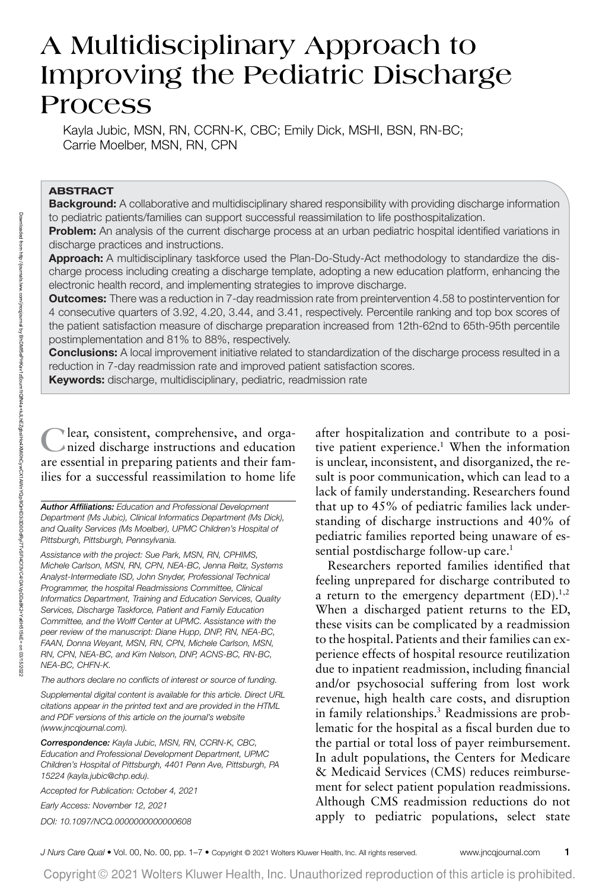# A Multidisciplinary Approach to Improving the Pediatric Discharge Process

Kayla Jubic, MSN, RN, CCRN-K, CBC; Emily Dick, MSHI, BSN, RN-BC; Carrie Moelber, MSN, RN, CPN

## ABSTRACT

**Background:** A collaborative and multidisciplinary shared responsibility with providing discharge information to pediatric patients/families can support successful reassimilation to life posthospitalization.

**Problem:** An analysis of the current discharge process at an urban pediatric hospital identified variations in discharge practices and instructions.

**Approach:** A multidisciplinary taskforce used the Plan-Do-Study-Act methodology to standardize the discharge process including creating a discharge template, adopting a new education platform, enhancing the electronic health record, and implementing strategies to improve discharge.

**Outcomes:** There was a reduction in 7-day readmission rate from preintervention 4.58 to postintervention for 4 consecutive quarters of 3.92, 4.20, 3.44, and 3.41, respectively. Percentile ranking and top box scores of the patient satisfaction measure of discharge preparation increased from 12th-62nd to 65th-95th percentile postimplementation and 81% to 88%, respectively.

**Conclusions:** A local improvement initiative related to standardization of the discharge process resulted in a reduction in 7-day readmission rate and improved patient satisfaction scores.

**Keywords:** discharge, multidisciplinary, pediatric, readmission rate

Clear, consistent, comprehensive, and organized discharge instructions and education are essential in preparing patients and their families for a successful reassimilation to home life after hospitalization and contribute to a positive patient experience.[1] When the information is unclear, inconsistent, and disorganized, the result is poor communication, which can lead to a lack of family understanding. Researchers found that up to 45% of pediatric families lack understanding of discharge instructions and 40% of pediatric families reported being unaware of essential postdischarge follow-up care.[1]

Researchers reported families identified that feeling unprepared for discharge contributed to a return to the emergency department (ED).[1,2] When a discharged patient returns to the ED, these visits can be complicated by a readmission to the hospital. Patients and their families can experience effects of hospital resource reutilization due to inpatient readmission, including financial and/or psychosocial suffering from lost work revenue, high health care costs, and disruption in family relationships.[3] Readmissions are problematic for the hospital as a fiscal burden due to the partial or total loss of payer reimbursement. In adult populations, the Centers for Medicare & Medicaid Services (CMS) reduces reimbursement for select patient population readmissions. Although CMS readmission reductions do not apply to pediatric populations, select state

---

*Author Affiliations:* Education and Professional Development Department (Ms Jubic), Clinical Informatics Department (Ms Dick), and Quality Services (Ms Moelber), UPMC Children's Hospital of Pittsburgh, Pittsburgh, Pennsylvania.

Assistance with the project: Sue Park, MSN, RN, CPHIMS, Michele Carlson, MSN, RN, CPN, NEA-BC, Jenna Reitz, Systems Analyst-Intermediate ISD, John Snyder, Professional Technical Programmer, the hospital Readmissions Committee, Clinical Informatics Department, Training and Education Services, Quality Services, Discharge Taskforce, Patient and Family Education Committee, and the Wolff Center at UPMC. Assistance with the peer review of the manuscript: Diane Hupp, DNP, RN, NEA-BC, FAAN, Donna Weyant, MSN, RN, CPN, Michele Carlson, MSN, RN, CPN, NEA-BC, and Kim Nelson, DNP, ACNS-BC, RN-BC, NEA-BC, CHFN-K.

The authors declare no conflicts of interest or source of funding.

Supplemental digital content is available for this article. Direct URL citations appear in the printed text and are provided in the HTML and PDF versions of this article on the journal's website (www.jncqjournal.com).

*Correspondence:* Kayla Jubic, MSN, RN, CCRN-K, CBC, Education and Professional Development Department, UPMC Children's Hospital of Pittsburgh, 4401 Penn Ave, Pittsburgh, PA 15224 (kayla.jubic@chp.edu).

Accepted for Publication: October 4, 2021

Early Access: November 12, 2021

DOI: 10.1097/NCQ.0000000000000608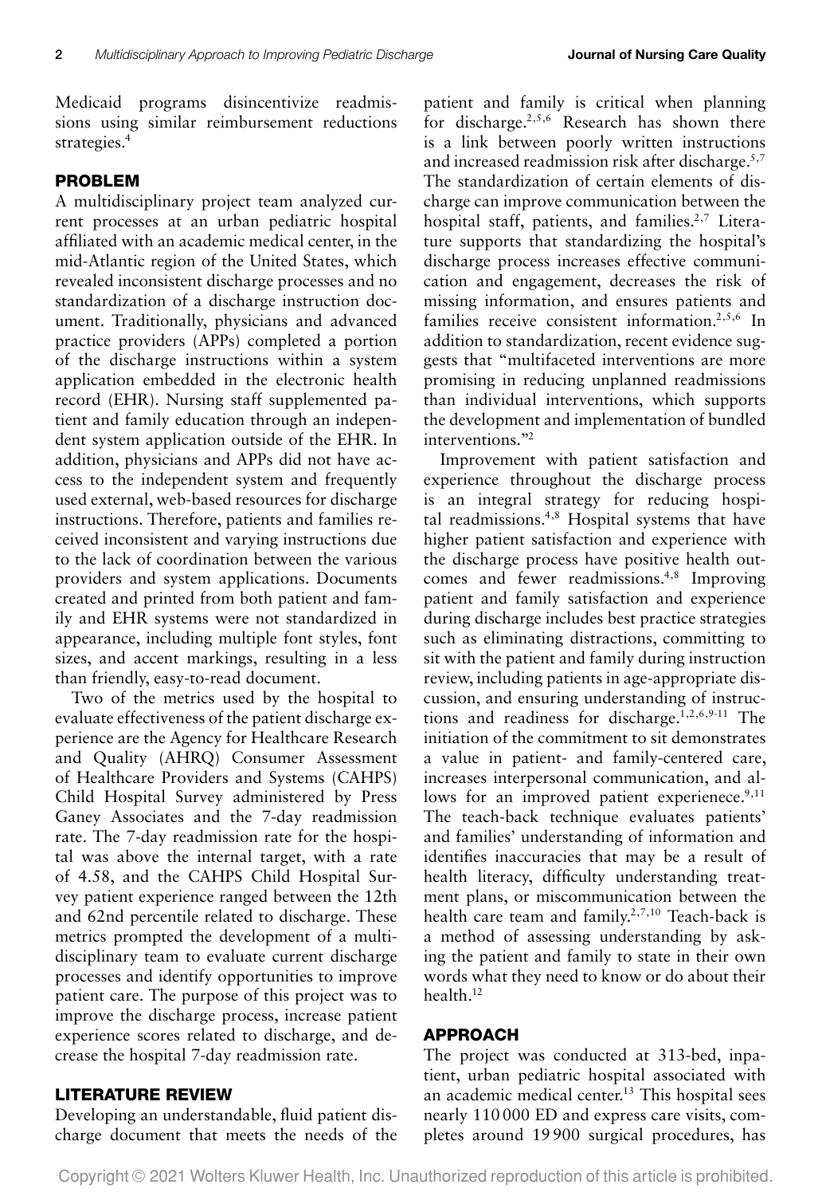Medicaid programs disincentivize readmissions using similar reimbursement reductions strategies.[4]

## PROBLEM

A multidisciplinary project team analyzed current processes at an urban pediatric hospital affiliated with an academic medical center, in the mid-Atlantic region of the United States, which revealed inconsistent discharge processes and no standardization of a discharge instruction document. Traditionally, physicians and advanced practice providers (APPs) completed a portion of the discharge instructions within a system application embedded in the electronic health record (EHR). Nursing staff supplemented patient and family education through an independent system application outside of the EHR. In addition, physicians and APPs did not have access to the independent system and frequently used external, web-based resources for discharge instructions. Therefore, patients and families received inconsistent and varying instructions due to the lack of coordination between the various providers and system applications. Documents created and printed from both patient and family and EHR systems were not standardized in appearance, including multiple font styles, font sizes, and accent markings, resulting in a less than friendly, easy-to-read document.

Two of the metrics used by the hospital to evaluate effectiveness of the patient discharge experience are the Agency for Healthcare Research and Quality (AHRQ) Consumer Assessment of Healthcare Providers and Systems (CAHPS) Child Hospital Survey administered by Press Ganey Associates and the 7-day readmission rate. The 7-day readmission rate for the hospital was above the internal target, with a rate of 4.58, and the CAHPS Child Hospital Survey patient experience ranged between the 12th and 62nd percentile related to discharge. These metrics prompted the development of a multidisciplinary team to evaluate current discharge processes and identify opportunities to improve patient care. The purpose of this project was to improve the discharge process, increase patient experience scores related to discharge, and decrease the hospital 7-day readmission rate.

## LITERATURE REVIEW

Developing an understandable, fluid patient discharge document that meets the needs of the patient and family is critical when planning for discharge.[2,5,6] Research has shown there is a link between poorly written instructions and increased readmission risk after discharge.[5,7] The standardization of certain elements of discharge can improve communication between the hospital staff, patients, and families.[2,7] Literature supports that standardizing the hospital's discharge process increases effective communication and engagement, decreases the risk of missing information, and ensures patients and families receive consistent information.[2,5,6] In addition to standardization, recent evidence suggests that "multifaceted interventions are more promising in reducing unplanned readmissions than individual interventions, which supports the development and implementation of bundled interventions."[2]

Improvement with patient satisfaction and experience throughout the discharge process is an integral strategy for reducing hospital readmissions.[4,8] Hospital systems that have higher patient satisfaction and experience with the discharge process have positive health outcomes and fewer readmissions.[4,8] Improving patient and family satisfaction and experience during discharge includes best practice strategies such as eliminating distractions, committing to sit with the patient and family during instruction review, including patients in age-appropriate discussion, and ensuring understanding of instructions and readiness for discharge.[1,2,6,9-11] The initiation of the commitment to sit demonstrates a value in patient- and family-centered care, increases interpersonal communication, and allows for an improved patient experiecne.[9,11] The teach-back technique evaluates patients' and families' understanding of information and identifies inaccuracies that may be a result of health literacy, difficulty understanding treatment plans, or miscommunication between the health care team and family.[2,7,10] Teach-back is a method of assessing understanding by asking the patient and family to state in their own words what they need to know or do about their health.[12]

## APPROACH

The project was conducted at 313-bed, inpatient, urban pediatric hospital associated with an academic medical center.[13] This hospital sees nearly 110 000 ED and express care visits, completes around 19 900 surgical procedures, has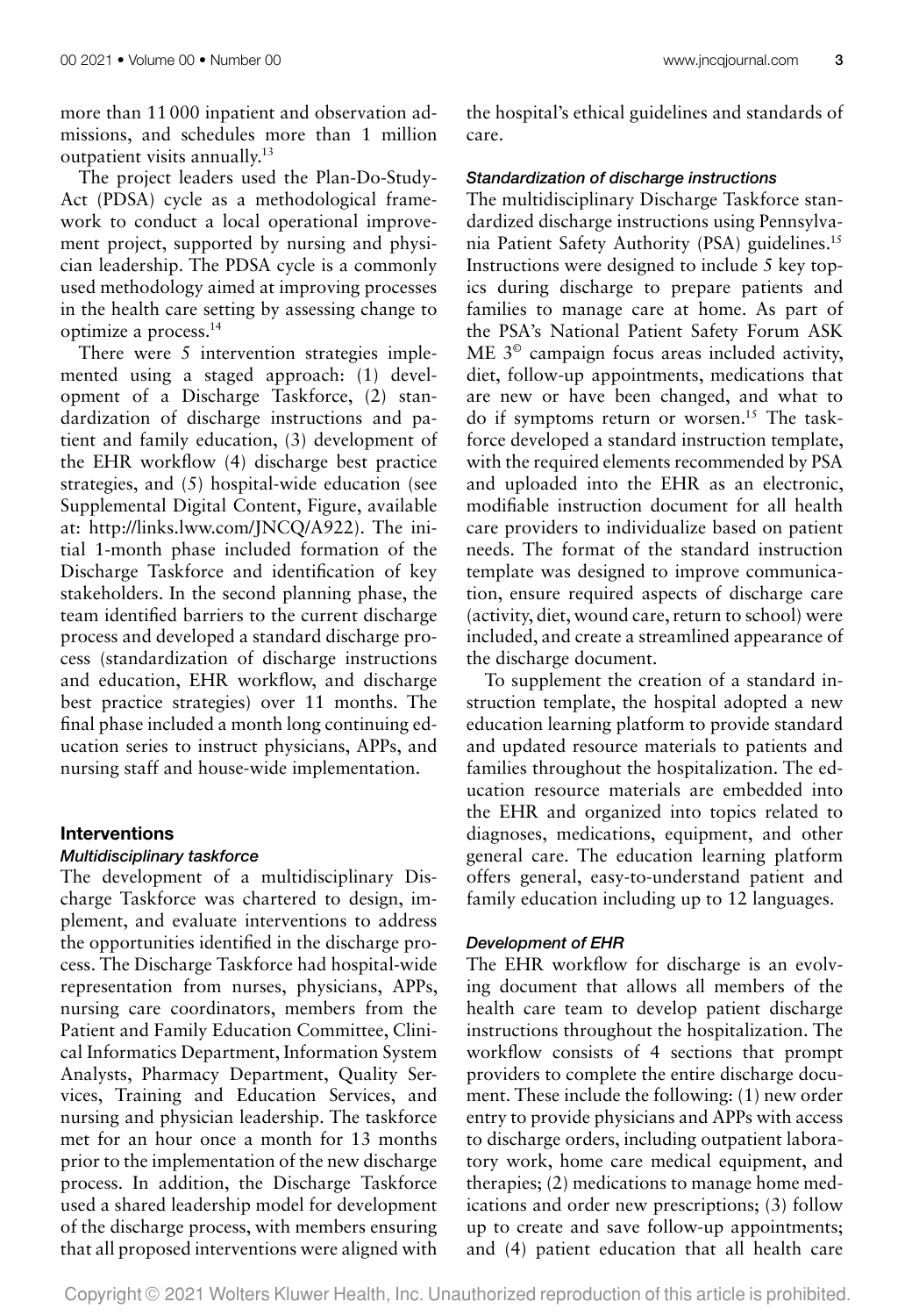more than 11 000 inpatient and observation admissions, and schedules more than 1 million outpatient visits annually.[13]

The project leaders used the Plan-Do-Study-Act (PDSA) cycle as a methodological framework to conduct a local operational improvement project, supported by nursing and physician leadership. The PDSA cycle is a commonly used methodology aimed at improving processes in the health care setting by assessing change to optimize a process.[14]

There were 5 intervention strategies implemented using a staged approach: (1) development of a Discharge Taskforce, (2) standardization of discharge instructions and patient and family education, (3) development of the EHR workflow (4) discharge best practice strategies, and (5) hospital-wide education (see Supplemental Digital Content, Figure, available at: http://links.lww.com/JNCQ/A922). The initial 1-month phase included formation of the Discharge Taskforce and identification of key stakeholders. In the second planning phase, the team identified barriers to the current discharge process and developed a standard discharge process (standardization of discharge instructions and education, EHR workflow, and discharge best practice strategies) over 11 months. The final phase included a month long continuing education series to instruct physicians, APPs, and nursing staff and house-wide implementation.

## Interventions

### *Multidisciplinary taskforce*

The development of a multidisciplinary Discharge Taskforce was chartered to design, implement, and evaluate interventions to address the opportunities identified in the discharge process. The Discharge Taskforce had hospital-wide representation from nurses, physicians, APPs, nursing care coordinators, members from the Patient and Family Education Committee, Clinical Informatics Department, Information System Analysts, Pharmacy Department, Quality Services, Training and Education Services, and nursing and physician leadership. The taskforce met for an hour once a month for 13 months prior to the implementation of the new discharge process. In addition, the Discharge Taskforce used a shared leadership model for development of the discharge process, with members ensuring that all proposed interventions were aligned with the hospital's ethical guidelines and standards of care.

### *Standardization of discharge instructions*

The multidisciplinary Discharge Taskforce standardized discharge instructions using Pennsylvania Patient Safety Authority (PSA) guidelines.[15] Instructions were designed to include 5 key topics during discharge to prepare patients and families to manage care at home. As part of the PSA's National Patient Safety Forum ASK ME 3© campaign focus areas included activity, diet, follow-up appointments, medications that are new or have been changed, and what to do if symptoms return or worsen.[15] The taskforce developed a standard instruction template, with the required elements recommended by PSA and uploaded into the EHR as an electronic, modifiable instruction document for all health care providers to individualize based on patient needs. The format of the standard instruction template was designed to improve communication, ensure required aspects of discharge care (activity, diet, wound care, return to school) were included, and create a streamlined appearance of the discharge document.

To supplement the creation of a standard instruction template, the hospital adopted a new education learning platform to provide standard and updated resource materials to patients and families throughout the hospitalization. The education resource materials are embedded into the EHR and organized into topics related to diagnoses, medications, equipment, and other general care. The education learning platform offers general, easy-to-understand patient and family education including up to 12 languages.

### *Development of EHR*

The EHR workflow for discharge is an evolving document that allows all members of the health care team to develop patient discharge instructions throughout the hospitalization. The workflow consists of 4 sections that prompt providers to complete the entire discharge document. These include the following: (1) new order entry to provide physicians and APPs with access to discharge orders, including outpatient laboratory work, home care medical equipment, and therapies; (2) medications to manage home medications and order new prescriptions; (3) follow up to create and save follow-up appointments; and (4) patient education that all health care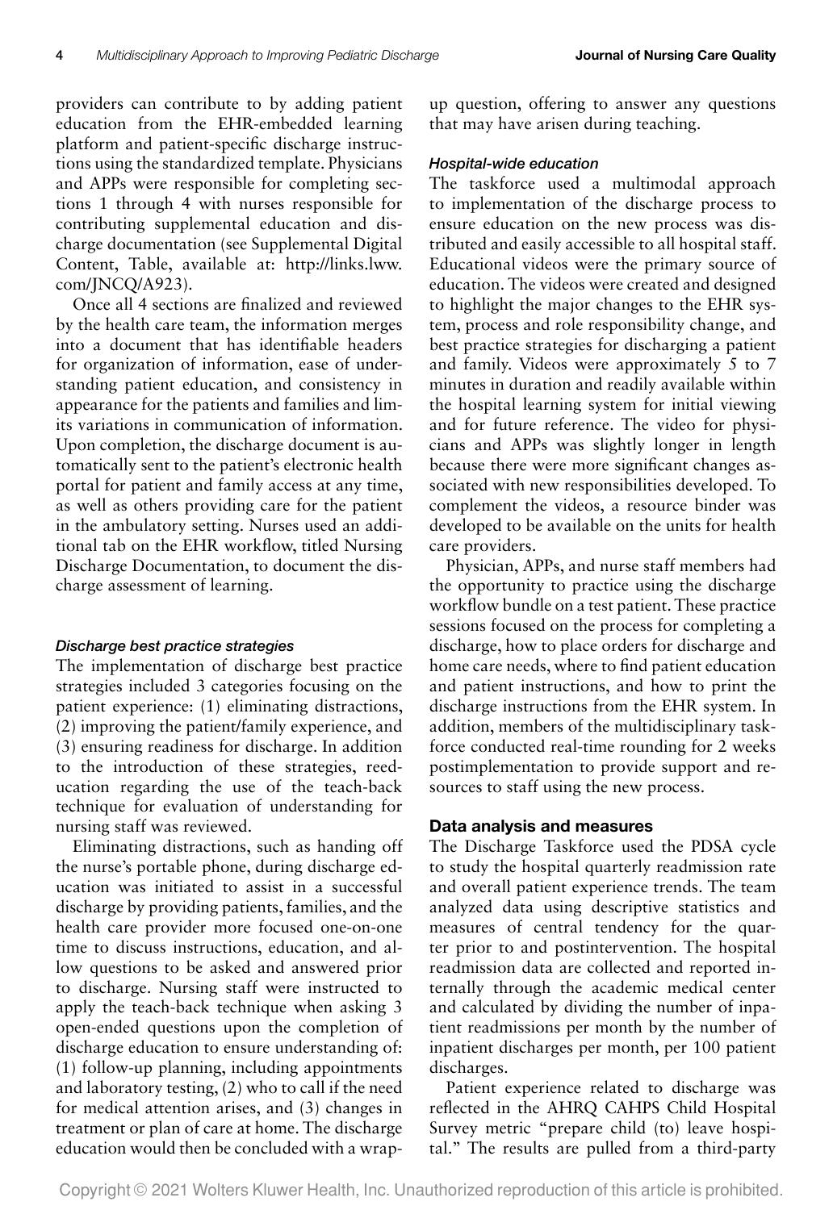providers can contribute to by adding patient education from the EHR-embedded learning platform and patient-specific discharge instructions using the standardized template. Physicians and APPs were responsible for completing sections 1 through 4 with nurses responsible for contributing supplemental education and discharge documentation (see Supplemental Digital Content, Table, available at: http://links.lww.com/JNCQ/A923).

Once all 4 sections are finalized and reviewed by the health care team, the information merges into a document that has identifiable headers for organization of information, ease of understanding patient education, and consistency in appearance for the patients and families and limits variations in communication of information. Upon completion, the discharge document is automatically sent to the patient's electronic health portal for patient and family access at any time, as well as others providing care for the patient in the ambulatory setting. Nurses used an additional tab on the EHR workflow, titled Nursing Discharge Documentation, to document the discharge assessment of learning.

#### *Discharge best practice strategies*

The implementation of discharge best practice strategies included 3 categories focusing on the patient experience: (1) eliminating distractions, (2) improving the patient/family experience, and (3) ensuring readiness for discharge. In addition to the introduction of these strategies, reeducation regarding the use of the teach-back technique for evaluation of understanding for nursing staff was reviewed.

Eliminating distractions, such as handing off the nurse's portable phone, during discharge education was initiated to assist in a successful discharge by providing patients, families, and the health care provider more focused one-on-one time to discuss instructions, education, and allow questions to be asked and answered prior to discharge. Nursing staff were instructed to apply the teach-back technique when asking 3 open-ended questions upon the completion of discharge education to ensure understanding of: (1) follow-up planning, including appointments and laboratory testing, (2) who to call if the need for medical attention arises, and (3) changes in treatment or plan of care at home. The discharge education would then be concluded with a wrap-up question, offering to answer any questions that may have arisen during teaching.

#### *Hospital-wide education*

The taskforce used a multimodal approach to implementation of the discharge process to ensure education on the new process was distributed and easily accessible to all hospital staff. Educational videos were the primary source of education. The videos were created and designed to highlight the major changes to the EHR system, process and role responsibility change, and best practice strategies for discharging a patient and family. Videos were approximately 5 to 7 minutes in duration and readily available within the hospital learning system for initial viewing and for future reference. The video for physicians and APPs was slightly longer in length because there were more significant changes associated with new responsibilities developed. To complement the videos, a resource binder was developed to be available on the units for health care providers.

Physician, APPs, and nurse staff members had the opportunity to practice using the discharge workflow bundle on a test patient. These practice sessions focused on the process for completing a discharge, how to place orders for discharge and home care needs, where to find patient education and patient instructions, and how to print the discharge instructions from the EHR system. In addition, members of the multidisciplinary taskforce conducted real-time rounding for 2 weeks postimplementation to provide support and resources to staff using the new process.

### Data analysis and measures

The Discharge Taskforce used the PDSA cycle to study the hospital quarterly readmission rate and overall patient experience trends. The team analyzed data using descriptive statistics and measures of central tendency for the quarter prior to and postintervention. The hospital readmission data are collected and reported internally through the academic medical center and calculated by dividing the number of inpatient readmissions per month by the number of inpatient discharges per month, per 100 patient discharges.

Patient experience related to discharge was reflected in the AHRQ CAHPS Child Hospital Survey metric "prepare child (to) leave hospital." The results are pulled from a third-party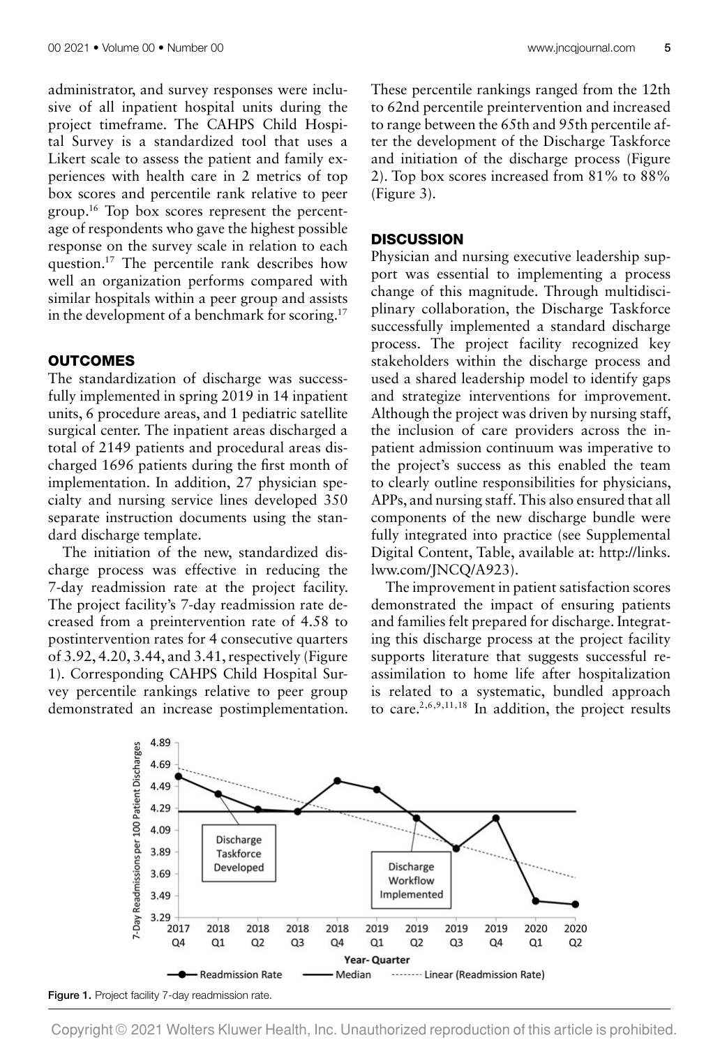administrator, and survey responses were inclusive of all inpatient hospital units during the project timeframe. The CAHPS Child Hospital Survey is a standardized tool that uses a Likert scale to assess the patient and family experiences with health care in 2 metrics of top box scores and percentile rank relative to peer group.[16] Top box scores represent the percentage of respondents who gave the highest possible response on the survey scale in relation to each question.[17] The percentile rank describes how well an organization performs compared with similar hospitals within a peer group and assists in the development of a benchmark for scoring.[17]

## OUTCOMES

The standardization of discharge was successfully implemented in spring 2019 in 14 inpatient units, 6 procedure areas, and 1 pediatric satellite surgical center. The inpatient areas discharged a total of 2149 patients and procedural areas discharged 1696 patients during the first month of implementation. In addition, 27 physician specialty and nursing service lines developed 350 separate instruction documents using the standard discharge template.

The initiation of the new, standardized discharge process was effective in reducing the 7-day readmission rate at the project facility. The project facility's 7-day readmission rate decreased from a preintervention rate of 4.58 to postintervention rates for 4 consecutive quarters of 3.92, 4.20, 3.44, and 3.41, respectively (Figure 1). Corresponding CAHPS Child Hospital Survey percentile rankings relative to peer group demonstrated an increase postimplementation. These percentile rankings ranged from the 12th to 62nd percentile preintervention and increased to range between the 65th and 95th percentile after the development of the Discharge Taskforce and initiation of the discharge process (Figure 2). Top box scores increased from 81% to 88% (Figure 3).

## DISCUSSION

Physician and nursing executive leadership support was essential to implementing a process change of this magnitude. Through multidisciplinary collaboration, the Discharge Taskforce successfully implemented a standard discharge process. The project facility recognized key stakeholders within the discharge process and used a shared leadership model to identify gaps and strategize interventions for improvement. Although the project was driven by nursing staff, the inclusion of care providers across the inpatient admission continuum was imperative to the project's success as this enabled the team to clearly outline responsibilities for physicians, APPs, and nursing staff. This also ensured that all components of the new discharge bundle were fully integrated into practice (see Supplemental Digital Content, Table, available at: http://links.lww.com/JNCQ/A923).

The improvement in patient satisfaction scores demonstrated the impact of ensuring patients and families felt prepared for discharge. Integrating this discharge process at the project facility supports literature that suggests successful reassimilation to home life after hospitalization is related to a systematic, bundled approach to care.[2,6,9,11,18] In addition, the project results

**Figure 1.** Project facility 7-day readmission rate.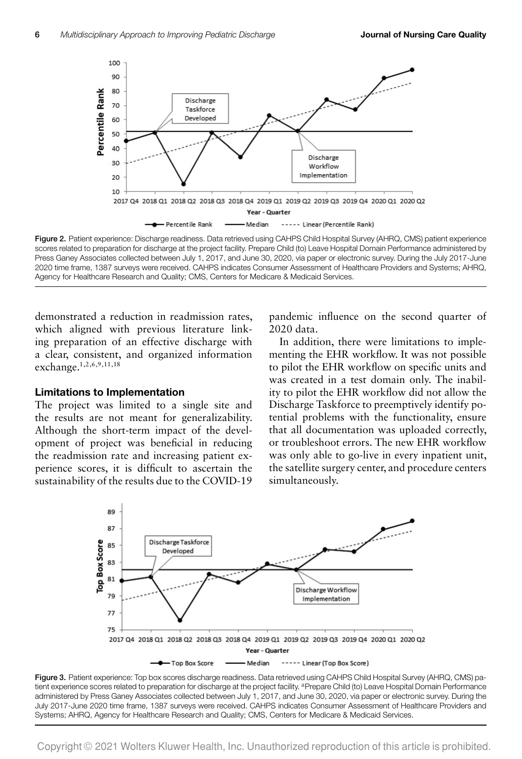Figure 2. Patient experience: Discharge readiness. Data retrieved using CAHPS Child Hospital Survey (AHRQ, CMS) patient experience scores related to preparation for discharge at the project facility. Prepare Child (to) Leave Hospital Domain Performance administered by Press Ganey Associates collected between July 1, 2017, and June 30, 2020, via paper or electronic survey. During the July 2017-June 2020 time frame, 1387 surveys were received. CAHPS indicates Consumer Assessment of Healthcare Providers and Systems; AHRQ, Agency for Healthcare Research and Quality; CMS, Centers for Medicare & Medicaid Services.

demonstrated a reduction in readmission rates, which aligned with previous literature linking preparation of an effective discharge with a clear, consistent, and organized information exchange.[1,2,6,9,11,18]

### Limitations to Implementation

The project was limited to a single site and the results are not meant for generalizability. Although the short-term impact of the development of project was beneficial in reducing the readmission rate and increasing patient experience scores, it is difficult to ascertain the sustainability of the results due to the COVID-19 pandemic influence on the second quarter of 2020 data.

In addition, there were limitations to implementing the EHR workflow. It was not possible to pilot the EHR workflow on specific units and was created in a test domain only. The inability to pilot the EHR workflow did not allow the Discharge Taskforce to preemptively identify potential problems with the functionality, ensure that all documentation was uploaded correctly, or troubleshoot errors. The new EHR workflow was only able to go-live in every inpatient unit, the satellite surgery center, and procedure centers simultaneously.

Figure 3. Patient experience: Top box scores discharge readiness. Data retrieved using CAHPS Child Hospital Survey (AHRQ, CMS) patient experience scores related to preparation for discharge at the project facility. [a]Prepare Child (to) Leave Hospital Domain Performance administered by Press Ganey Associates collected between July 1, 2017, and June 30, 2020, via paper or electronic survey. During the July 2017-June 2020 time frame, 1387 surveys were received. CAHPS indicates Consumer Assessment of Healthcare Providers and Systems; AHRQ, Agency for Healthcare Research and Quality; CMS, Centers for Medicare & Medicaid Services.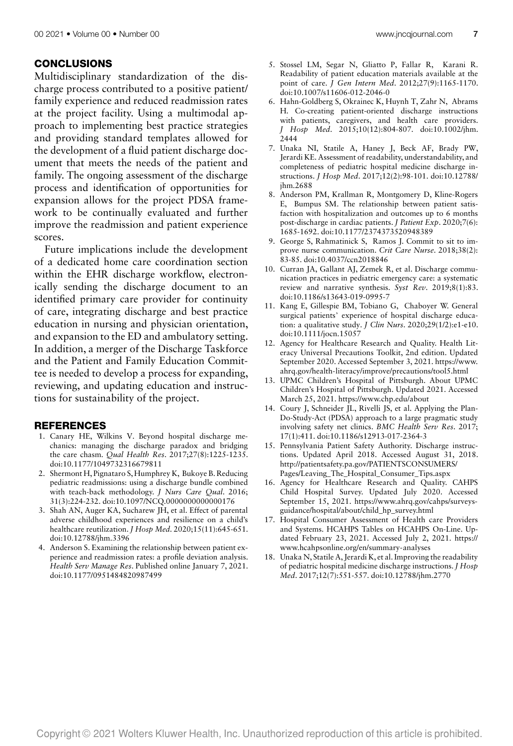## CONCLUSIONS

Multidisciplinary standardization of the discharge process contributed to a positive patient/family experience and reduced readmission rates at the project facility. Using a multimodal approach to implementing best practice strategies and providing standard templates allowed for the development of a fluid patient discharge document that meets the needs of the patient and family. The ongoing assessment of the discharge process and identification of opportunities for expansion allows for the project PDSA framework to be continually evaluated and further improve the readmission and patient experience scores.

Future implications include the development of a dedicated home care coordination section within the EHR discharge workflow, electronically sending the discharge document to an identified primary care provider for continuity of care, integrating discharge and best practice education in nursing and physician orientation, and expansion to the ED and ambulatory setting. In addition, a merger of the Discharge Taskforce and the Patient and Family Education Committee is needed to develop a process for expanding, reviewing, and updating education and instructions for sustainability of the project.

## REFERENCES

1. Canary HE, Wilkins V. Beyond hospital discharge mechanics: managing the discharge paradox and bridging the care chasm. *Qual Health Res*. 2017;27(8):1225-1235. doi:10.1177/1049732316679811
2. Shermont H, Pignataro S, Humphrey K, Bukoye B. Reducing pediatric readmissions: using a discharge bundle combined with teach-back methodology. *J Nurs Care Qual*. 2016; 31(3):224-232. doi:10.1097/NCQ.0000000000000176
3. Shah AN, Auger KA, Sucharew JH, et al. Effect of parental adverse childhood experiences and resilience on a child's healthcare reutilization. *J Hosp Med*. 2020;15(11):645-651. doi:10.12788/jhm.3396
4. Anderson S. Examining the relationship between patient experience and readmission rates: a profile deviation analysis. *Health Serv Manage Res*. Published online January 7, 2021. doi:10.1177/0951484820987499
5. Stossel LM, Segar N, Gliatto P, Fallar R, Karani R. Readability of patient education materials available at the point of care. *J Gen Intern Med*. 2012;27(9):1165-1170. doi:10.1007/s11606-012-2046-0
6. Hahn-Goldberg S, Okrainec K, Huynh T, Zahr N, Abrams H. Co-creating patient-oriented discharge instructions with patients, caregivers, and health care providers. *J Hosp Med*. 2015;10(12):804-807. doi:10.1002/jhm.2444
7. Unaka NI, Statile A, Haney J, Beck AF, Brady PW, Jerardi KE. Assessment of readability, understandability, and completeness of pediatric hospital medicine discharge instructions. *J Hosp Med*. 2017;12(2):98-101. doi:10.12788/jhm.2688
8. Anderson PM, Krallman R, Montgomery D, Kline-Rogers E, Bumpus SM. The relationship between patient satisfaction with hospitalization and outcomes up to 6 months post-discharge in cardiac patients. *J Patient Exp*. 2020;7(6): 1685-1692. doi:10.1177/2374373520948389
9. George S, Rahmatinick S, Ramos J. Commit to sit to improve nurse communication. *Crit Care Nurse*. 2018;38(2): 83-85. doi:10.4037/ccn2018846
10. Curran JA, Gallant AJ, Zemek R, et al. Discharge communication practices in pediatric emergency care: a systematic review and narrative synthesis. *Syst Rev*. 2019;8(1):83. doi:10.1186/s13643-019-0995-7
11. Kang E, Gillespie BM, Tobiano G, Chaboyer W. General surgical patients' experience of hospital discharge education: a qualitative study. *J Clin Nurs*. 2020;29(1/2):e1-e10. doi:10.1111/jocn.15057
12. Agency for Healthcare Research and Quality. Health Literacy Universal Precautions Toolkit, 2nd edition. Updated September 2020. Accessed September 3, 2021. https://www.ahrq.gov/health-literacy/improve/precautions/tool5.html
13. UPMC Children's Hospital of Pittsburgh. About UPMC Children's Hospital of Pittsburgh. Updated 2021. Accessed March 25, 2021. https://www.chp.edu/about
14. Coury J, Schneider JL, Rivelli JS, et al. Applying the Plan-Do-Study-Act (PDSA) approach to a large pragmatic study involving safety net clinics. *BMC Health Serv Res*. 2017; 17(1):411. doi:10.1186/s12913-017-2364-3
15. Pennsylvania Patient Safety Authority. Discharge instructions. Updated April 2018. Accessed August 31, 2018. http://patientsafety.pa.gov/PATIENTSCONSUMERS/Pages/Leaving_The_Hospital_Consumer_Tips.aspx
16. Agency for Healthcare Research and Quality. CAHPS Child Hospital Survey. Updated July 2020. Accessed September 15, 2021. https://www.ahrq.gov/cahps/surveys-guidance/hospital/about/child_hp_survey.html
17. Hospital Consumer Assessment of Health care Providers and Systems. HCAHPS Tables on HCAHPS On-Line. Updated February 23, 2021. Accessed July 2, 2021. https://www.hcahpsonline.org/en/summary-analyses
18. Unaka N, Statile A, Jerardi K, et al. Improving the readability of pediatric hospital medicine discharge instructions. *J Hosp Med*. 2017;12(7):551-557. doi:10.12788/jhm.2770